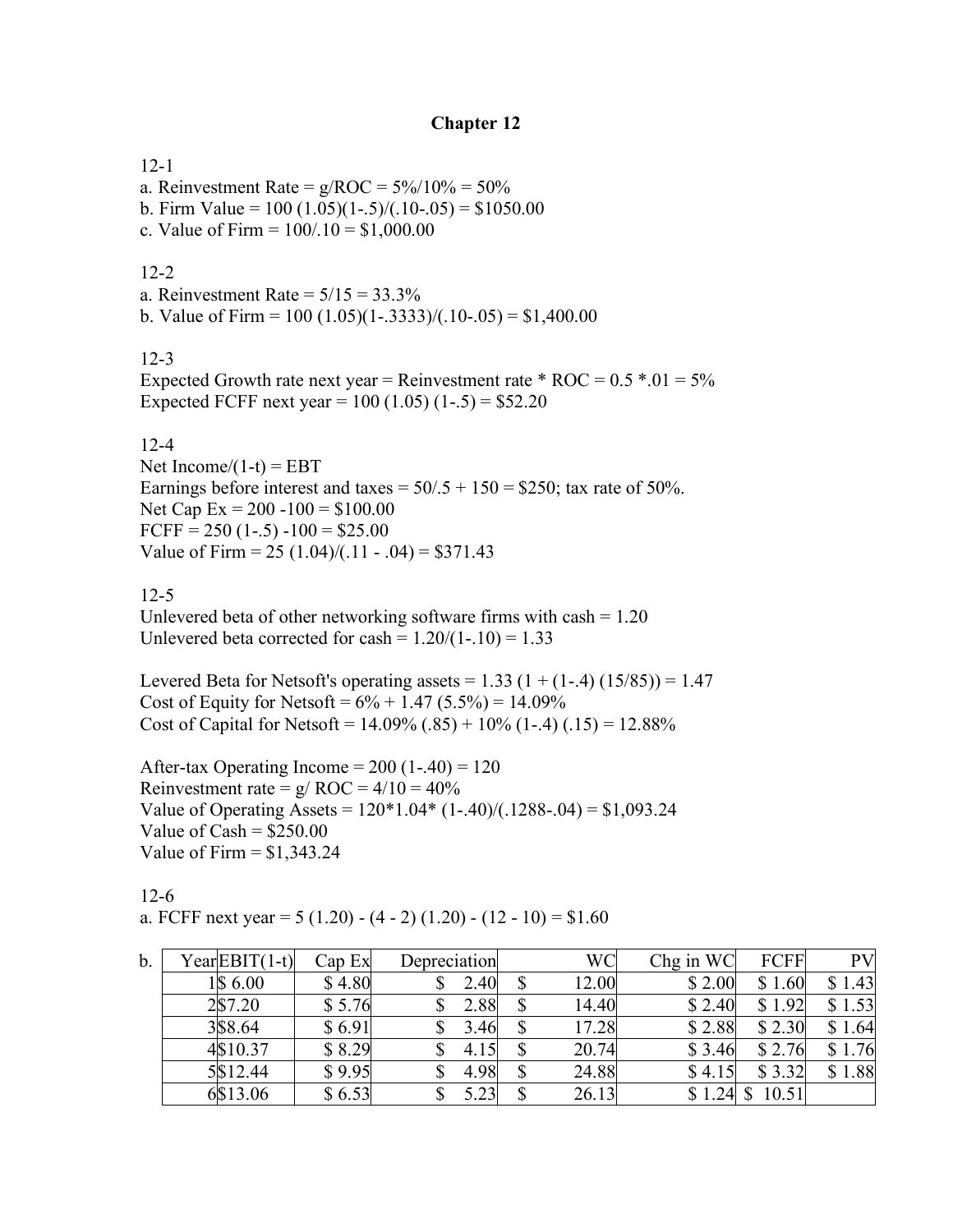# Chapter 12

12-1

a. Reinvestment Rate = g/ROC = 5%/10% = 50%

b. Firm Value = 100 (1.05)(1-.5)/(.10-.05) = \$1050.00

c. Value of Firm = 100/.10 = \$1,000.00

12-2

a. Reinvestment Rate = 5/15 = 33.3%

b. Value of Firm = 100 (1.05)(1-.3333)/(.10-.05) = \$1,400.00

12-3

Expected Growth rate next year = Reinvestment rate * ROC = 0.5 *.01 = 5%

Expected FCFF next year = 100 (1.05) (1-.5) = \$52.20

12-4

Net Income/(1-t) = EBT

Earnings before interest and taxes = 50/.5 + 150 = \$250; tax rate of 50%.

Net Cap Ex = 200 -100 = \$100.00

FCFF = 250 (1-.5) -100 = \$25.00

Value of Firm = 25 (1.04)/(.11 - .04) = \$371.43

12-5

Unlevered beta of other networking software firms with cash = 1.20

Unlevered beta corrected for cash = 1.20/(1-.10) = 1.33

Levered Beta for Netsoft's operating assets = 1.33 (1 + (1-.4) (15/85)) = 1.47

Cost of Equity for Netsoft = 6% + 1.47 (5.5%) = 14.09%

Cost of Capital for Netsoft = 14.09% (.85) + 10% (1-.4) (.15) = 12.88%

After-tax Operating Income = 200 (1-.40) = 120

Reinvestment rate = g/ ROC = 4/10 = 40%

Value of Operating Assets = 120*1.04* (1-.40)/(.1288-.04) = \$1,093.24

Value of Cash = \$250.00

Value of Firm = \$1,343.24

12-6

a. FCFF next year = 5 (1.20) - (4 - 2) (1.20) - (12 - 10) = \$1.60

b.

| Year | EBIT(1-t) | Cap Ex | Depreciation | WC | Chg in WC | FCFF | PV |
|---|---|---|---|---|---|---|---|
| 1 | \$ 6.00 | \$ 4.80 | \$ 2.40 | \$ 12.00 | \$ 2.00 | \$ 1.60 | \$ 1.43 |
| 2 | \$7.20 | \$ 5.76 | \$ 2.88 | \$ 14.40 | \$ 2.40 | \$ 1.92 | \$ 1.53 |
| 3 | \$8.64 | \$ 6.91 | \$ 3.46 | \$ 17.28 | \$ 2.88 | \$ 2.30 | \$ 1.64 |
| 4 | \$10.37 | \$ 8.29 | \$ 4.15 | \$ 20.74 | \$ 3.46 | \$ 2.76 | \$ 1.76 |
| 5 | \$12.44 | \$ 9.95 | \$ 4.98 | \$ 24.88 | \$ 4.15 | \$ 3.32 | \$ 1.88 |
| 6 | \$13.06 | \$ 6.53 | \$ 5.23 | \$ 26.13 | \$ 1.24 | \$ 10.51 | |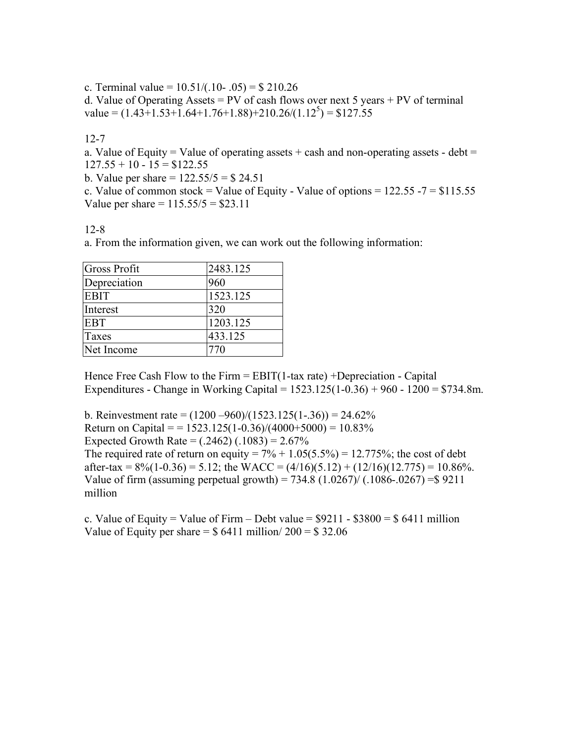c. Terminal value = 10.51/(.10- .05) = $ 210.26

d. Value of Operating Assets = PV of cash flows over next 5 years + PV of terminal value = (1.43+1.53+1.64+1.76+1.88)+210.26/($1.12^5$) = $127.55

12-7

a. Value of Equity = Value of operating assets + cash and non-operating assets - debt = 127.55 + 10 - 15 = $122.55

b. Value per share = 122.55/5 = $ 24.51

c. Value of common stock = Value of Equity - Value of options = 122.55 -7 = $115.55
Value per share = 115.55/5 = $23.11

12-8

a. From the information given, we can work out the following information:

| Gross Profit | 2483.125 |
|---|---|
| Depreciation | 960 |
| EBIT | 1523.125 |
| Interest | 320 |
| EBT | 1203.125 |
| Taxes | 433.125 |
| Net Income | 770 |

Hence Free Cash Flow to the Firm = EBIT(1-tax rate) +Depreciation - Capital Expenditures - Change in Working Capital = 1523.125(1-0.36) + 960 - 1200 = $734.8m.

b. Reinvestment rate = (1200 –960)/(1523.125(1-.36)) = 24.62%
Return on Capital = = 1523.125(1-0.36)/(4000+5000) = 10.83%
Expected Growth Rate = (.2462) (.1083) = 2.67%
The required rate of return on equity = 7% + 1.05(5.5%) = 12.775%; the cost of debt after-tax = 8%(1-0.36) = 5.12; the WACC = (4/16)(5.12) + (12/16)(12.775) = 10.86%.
Value of firm (assuming perpetual growth) = 734.8 (1.0267)/ (.1086-.0267) =$ 9211 million

c. Value of Equity = Value of Firm – Debt value = $9211 - $3800 = $ 6411 million
Value of Equity per share = $ 6411 million/ 200 = $ 32.06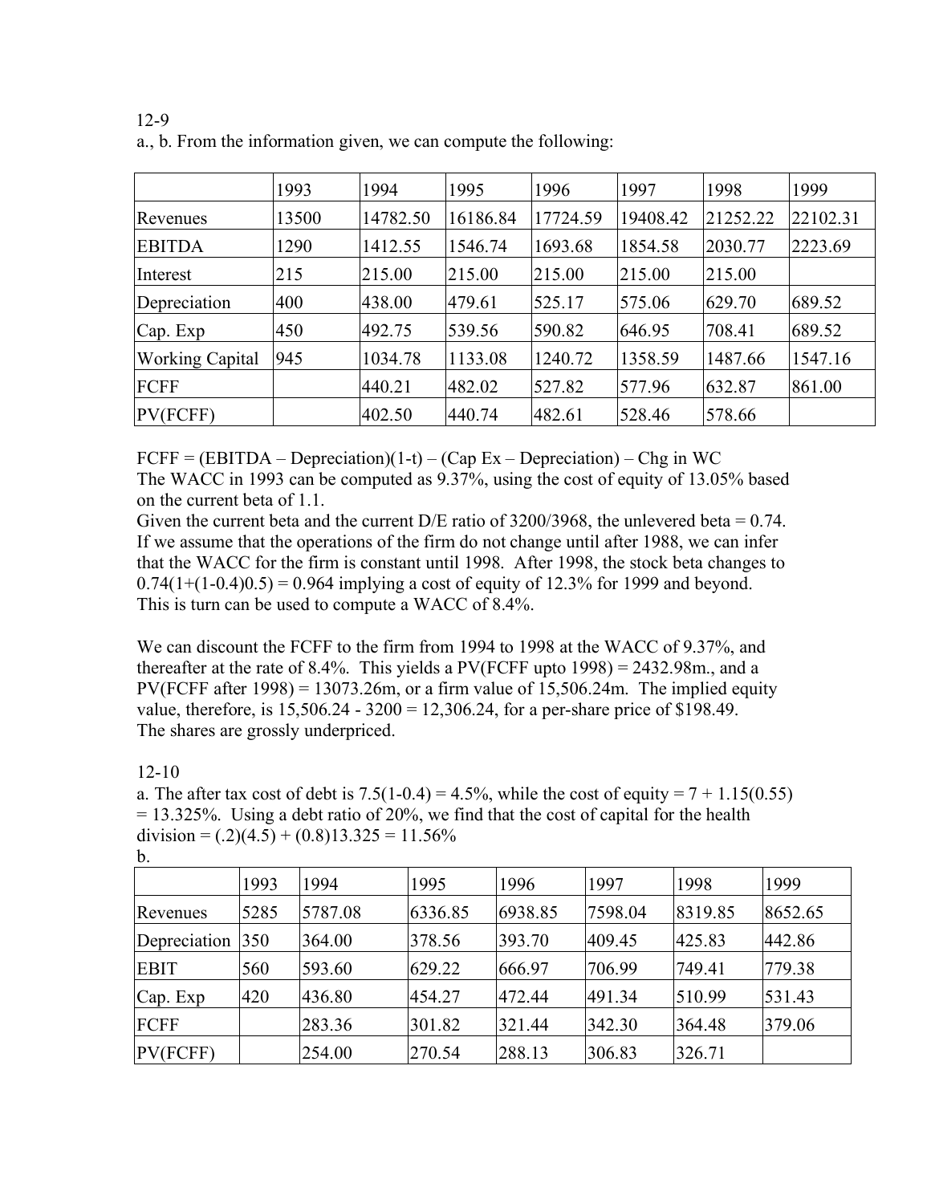12-9

a., b. From the information given, we can compute the following:

| | 1993 | 1994 | 1995 | 1996 | 1997 | 1998 | 1999 |
|---|---|---|---|---|---|---|---|
| Revenues | 13500 | 14782.50 | 16186.84 | 17724.59 | 19408.42 | 21252.22 | 22102.31 |
| EBITDA | 1290 | 1412.55 | 1546.74 | 1693.68 | 1854.58 | 2030.77 | 2223.69 |
| Interest | 215 | 215.00 | 215.00 | 215.00 | 215.00 | 215.00 | |
| Depreciation | 400 | 438.00 | 479.61 | 525.17 | 575.06 | 629.70 | 689.52 |
| Cap. Exp | 450 | 492.75 | 539.56 | 590.82 | 646.95 | 708.41 | 689.52 |
| Working Capital | 945 | 1034.78 | 1133.08 | 1240.72 | 1358.59 | 1487.66 | 1547.16 |
| FCFF | | 440.21 | 482.02 | 527.82 | 577.96 | 632.87 | 861.00 |
| PV(FCFF) | | 402.50 | 440.74 | 482.61 | 528.46 | 578.66 | |

FCFF = (EBITDA – Depreciation)(1-t) – (Cap Ex – Depreciation) – Chg in WC

The WACC in 1993 can be computed as 9.37%, using the cost of equity of 13.05% based on the current beta of 1.1.

Given the current beta and the current D/E ratio of 3200/3968, the unlevered beta = 0.74. If we assume that the operations of the firm do not change until after 1988, we can infer that the WACC for the firm is constant until 1998. After 1998, the stock beta changes to $0.74(1+(1-0.4)0.5) = 0.964$ implying a cost of equity of 12.3% for 1999 and beyond. This is turn can be used to compute a WACC of 8.4%.

We can discount the FCFF to the firm from 1994 to 1998 at the WACC of 9.37%, and thereafter at the rate of 8.4%. This yields a PV(FCFF upto 1998) = 2432.98m., and a PV(FCFF after 1998) = 13073.26m, or a firm value of 15,506.24m. The implied equity value, therefore, is 15,506.24 - 3200 = 12,306.24, for a per-share price of \$198.49. The shares are grossly underpriced.

12-10

a. The after tax cost of debt is $7.5(1-0.4) = 4.5\%$, while the cost of equity = $7 + 1.15(0.55) = 13.325\%$. Using a debt ratio of 20%, we find that the cost of capital for the health division = $(.2)(4.5) + (0.8)13.325 = 11.56\%$

b.

| | 1993 | 1994 | 1995 | 1996 | 1997 | 1998 | 1999 |
|---|---|---|---|---|---|---|---|
| Revenues | 5285 | 5787.08 | 6336.85 | 6938.85 | 7598.04 | 8319.85 | 8652.65 |
| Depreciation | 350 | 364.00 | 378.56 | 393.70 | 409.45 | 425.83 | 442.86 |
| EBIT | 560 | 593.60 | 629.22 | 666.97 | 706.99 | 749.41 | 779.38 |
| Cap. Exp | 420 | 436.80 | 454.27 | 472.44 | 491.34 | 510.99 | 531.43 |
| FCFF | | 283.36 | 301.82 | 321.44 | 342.30 | 364.48 | 379.06 |
| PV(FCFF) | | 254.00 | 270.54 | 288.13 | 306.83 | 326.71 | |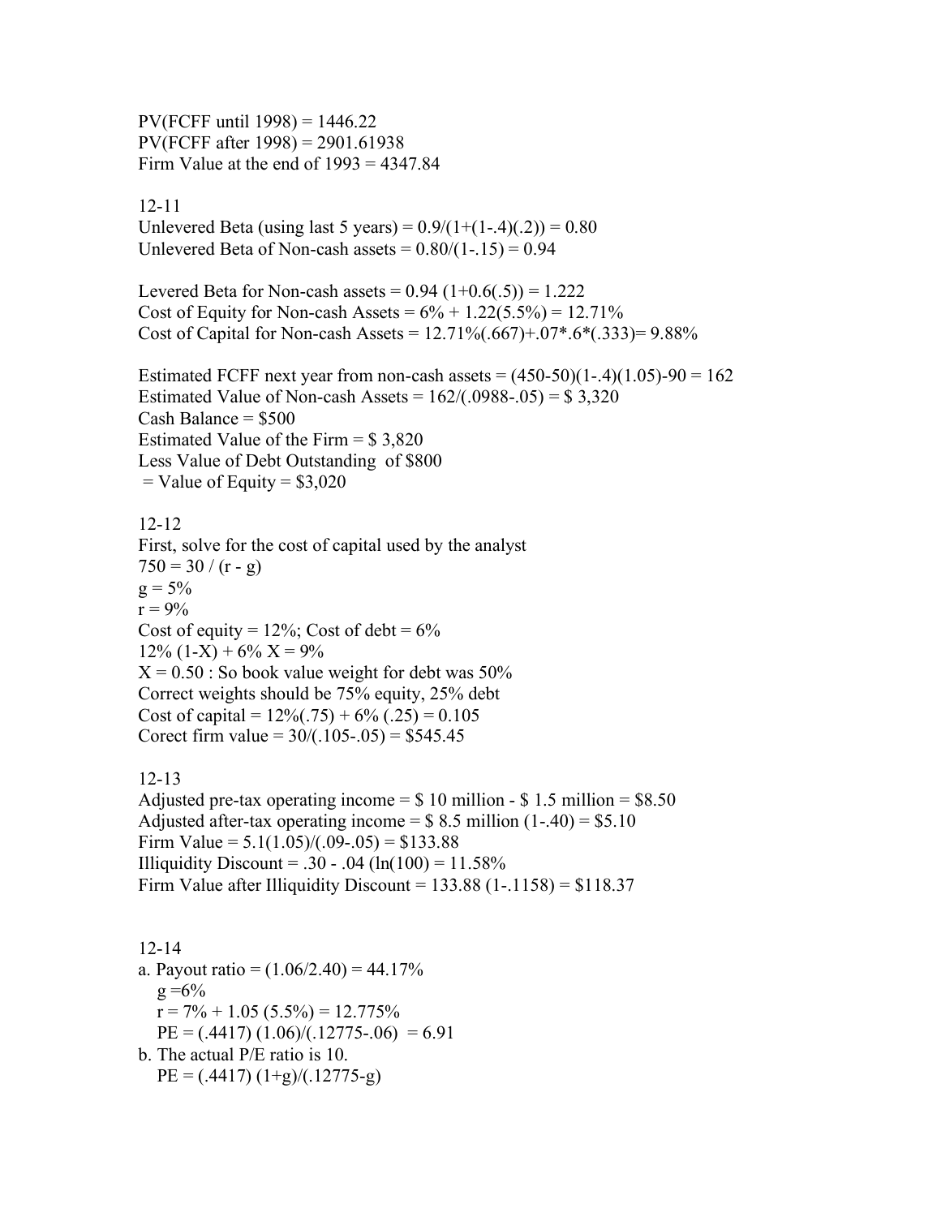PV(FCFF until 1998) = 1446.22
PV(FCFF after 1998) = 2901.61938
Firm Value at the end of 1993 = 4347.84

12-11

Unlevered Beta (using last 5 years) = $0.9/(1+(1-.4)(.2)) = 0.80$
Unlevered Beta of Non-cash assets = $0.80/(1-.15) = 0.94$

Levered Beta for Non-cash assets = $0.94\ (1+0.6(.5)) = 1.222$
Cost of Equity for Non-cash Assets = $6\% + 1.22(5.5\%) = 12.71\%$
Cost of Capital for Non-cash Assets = $12.71\%(.667)+.07*.6*(.333)= 9.88\%$

Estimated FCFF next year from non-cash assets = $(450-50)(1-.4)(1.05)-90 = 162$
Estimated Value of Non-cash Assets = $162/(.0988-.05)$ = \$ 3,320
Cash Balance = \$500
Estimated Value of the Firm = \$ 3,820
Less Value of Debt Outstanding of \$800
= Value of Equity = \$3,020

12-12

First, solve for the cost of capital used by the analyst
$750 = 30 / (r - g)$
$g = 5\%$
$r = 9\%$
Cost of equity = 12%; Cost of debt = 6%
$12\%\ (1-X) + 6\%\ X = 9\%$
$X = 0.50$ : So book value weight for debt was 50%
Correct weights should be 75% equity, 25% debt
Cost of capital = $12\%(.75) + 6\%\ (.25) = 0.105$
Corect firm value = $30/(.105-.05)$ = \$545.45

12-13

Adjusted pre-tax operating income = \$ 10 million - \$ 1.5 million = \$8.50
Adjusted after-tax operating income = \$ 8.5 million (1-.40) = \$5.10
Firm Value = $5.1(1.05)/(.09-.05)$ = \$133.88
Illiquidity Discount = $.30 - .04\ (\ln(100) = 11.58\%$
Firm Value after Illiquidity Discount = $133.88\ (1-.1158)$ = \$118.37

12-14

a. Payout ratio = $(1.06/2.40) = 44.17\%$
   $g = 6\%$
   $r = 7\% + 1.05\ (5.5\%) = 12.775\%$
   $PE = (.4417)\ (1.06)/(.12775-.06) = 6.91$
b. The actual P/E ratio is 10.
   $PE = (.4417)\ (1+g)/(.12775-g)$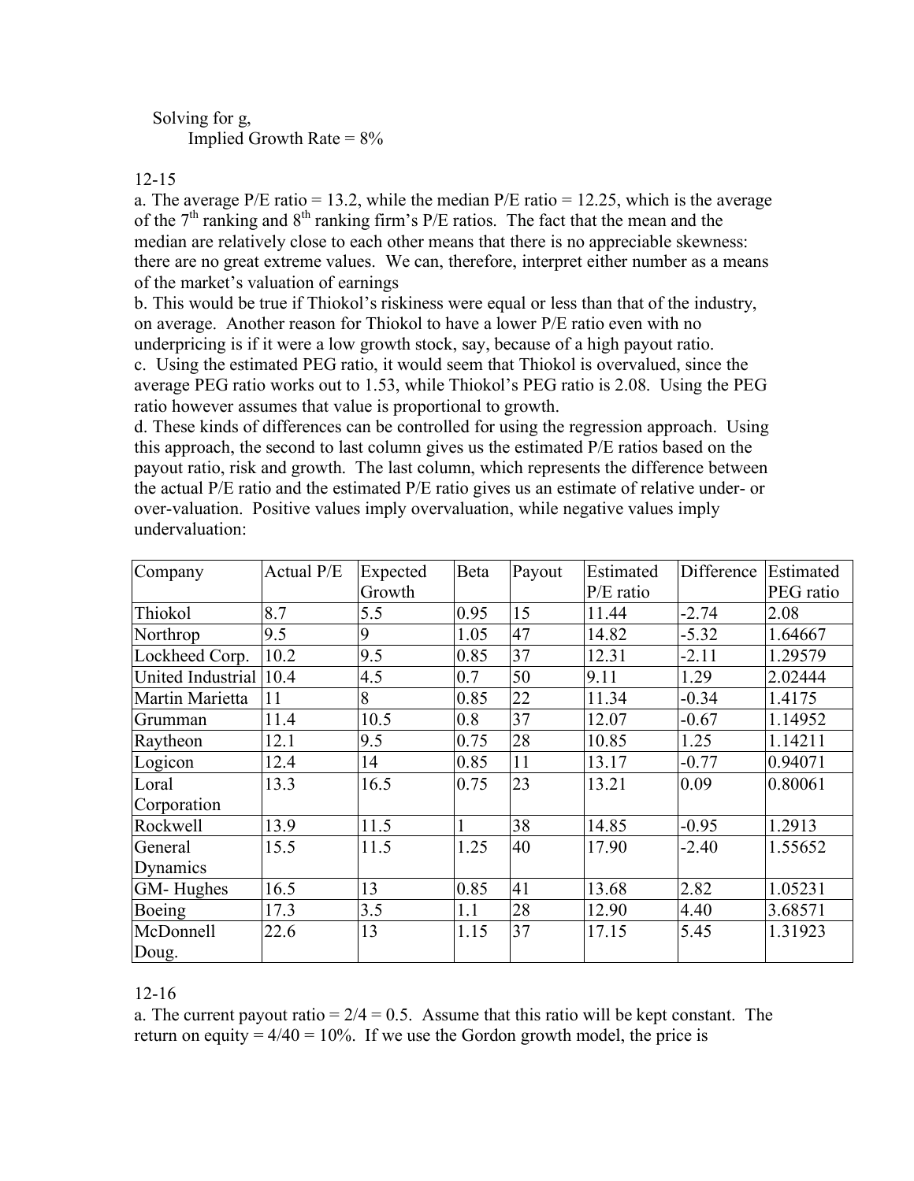Solving for g,

Implied Growth Rate = 8%

12-15

a. The average P/E ratio = 13.2, while the median P/E ratio = 12.25, which is the average of the 7th ranking and 8th ranking firm's P/E ratios. The fact that the mean and the median are relatively close to each other means that there is no appreciable skewness: there are no great extreme values. We can, therefore, interpret either number as a means of the market's valuation of earnings

b. This would be true if Thiokol's riskiness were equal or less than that of the industry, on average. Another reason for Thiokol to have a lower P/E ratio even with no underpricing is if it were a low growth stock, say, because of a high payout ratio.

c. Using the estimated PEG ratio, it would seem that Thiokol is overvalued, since the average PEG ratio works out to 1.53, while Thiokol's PEG ratio is 2.08. Using the PEG ratio however assumes that value is proportional to growth.

d. These kinds of differences can be controlled for using the regression approach. Using this approach, the second to last column gives us the estimated P/E ratios based on the payout ratio, risk and growth. The last column, which represents the difference between the actual P/E ratio and the estimated P/E ratio gives us an estimate of relative under- or over-valuation. Positive values imply overvaluation, while negative values imply undervaluation:

| Company | Actual P/E | Expected Growth | Beta | Payout | Estimated P/E ratio | Difference | Estimated PEG ratio |
|---|---|---|---|---|---|---|---|
| Thiokol | 8.7 | 5.5 | 0.95 | 15 | 11.44 | -2.74 | 2.08 |
| Northrop | 9.5 | 9 | 1.05 | 47 | 14.82 | -5.32 | 1.64667 |
| Lockheed Corp. | 10.2 | 9.5 | 0.85 | 37 | 12.31 | -2.11 | 1.29579 |
| United Industrial | 10.4 | 4.5 | 0.7 | 50 | 9.11 | 1.29 | 2.02444 |
| Martin Marietta | 11 | 8 | 0.85 | 22 | 11.34 | -0.34 | 1.4175 |
| Grumman | 11.4 | 10.5 | 0.8 | 37 | 12.07 | -0.67 | 1.14952 |
| Raytheon | 12.1 | 9.5 | 0.75 | 28 | 10.85 | 1.25 | 1.14211 |
| Logicon | 12.4 | 14 | 0.85 | 11 | 13.17 | -0.77 | 0.94071 |
| Loral Corporation | 13.3 | 16.5 | 0.75 | 23 | 13.21 | 0.09 | 0.80061 |
| Rockwell | 13.9 | 11.5 | 1 | 38 | 14.85 | -0.95 | 1.2913 |
| General Dynamics | 15.5 | 11.5 | 1.25 | 40 | 17.90 | -2.40 | 1.55652 |
| GM- Hughes | 16.5 | 13 | 0.85 | 41 | 13.68 | 2.82 | 1.05231 |
| Boeing | 17.3 | 3.5 | 1.1 | 28 | 12.90 | 4.40 | 3.68571 |
| McDonnell Doug. | 22.6 | 13 | 1.15 | 37 | 17.15 | 5.45 | 1.31923 |

12-16

a. The current payout ratio = 2/4 = 0.5. Assume that this ratio will be kept constant. The return on equity = 4/40 = 10%. If we use the Gordon growth model, the price is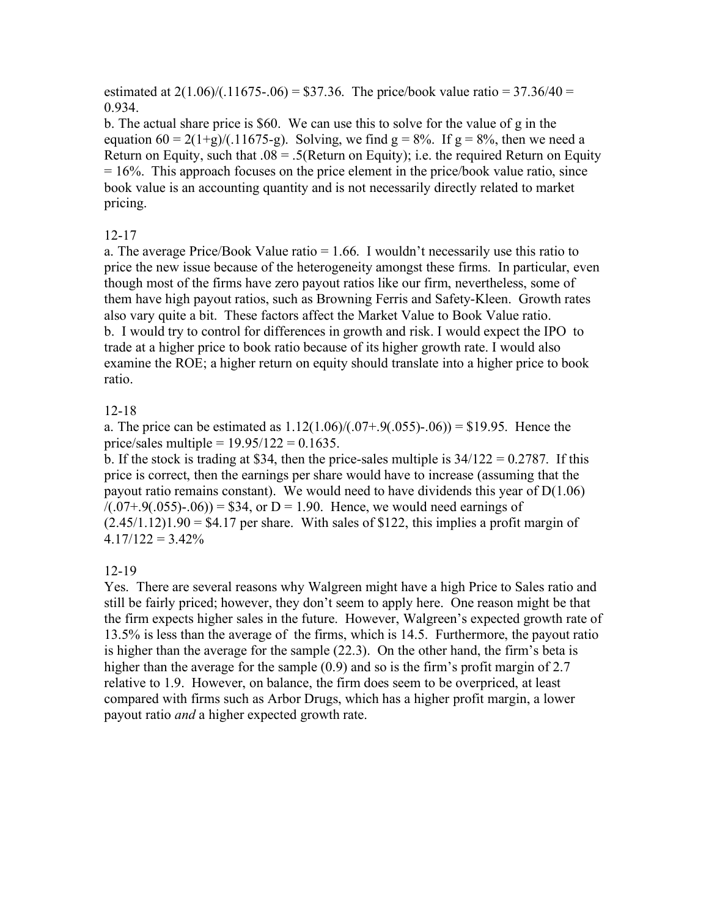estimated at $2(1.06)/(.11675-.06) = \$37.36$. The price/book value ratio = $37.36/40 = 0.934$.

b. The actual share price is \$60. We can use this to solve for the value of g in the equation $60 = 2(1+g)/(.11675-g)$. Solving, we find g = 8%. If g = 8%, then we need a Return on Equity, such that $.08 = .5$(Return on Equity); i.e. the required Return on Equity = 16%. This approach focuses on the price element in the price/book value ratio, since book value is an accounting quantity and is not necessarily directly related to market pricing.

12-17

a. The average Price/Book Value ratio = 1.66. I wouldn't necessarily use this ratio to price the new issue because of the heterogeneity amongst these firms. In particular, even though most of the firms have zero payout ratios like our firm, nevertheless, some of them have high payout ratios, such as Browning Ferris and Safety-Kleen. Growth rates also vary quite a bit. These factors affect the Market Value to Book Value ratio.

b. I would try to control for differences in growth and risk. I would expect the IPO to trade at a higher price to book ratio because of its higher growth rate. I would also examine the ROE; a higher return on equity should translate into a higher price to book ratio.

12-18

a. The price can be estimated as $1.12(1.06)/(.07+.9(.055)-.06)) = \$19.95$. Hence the price/sales multiple = $19.95/122 = 0.1635$.

b. If the stock is trading at \$34, then the price-sales multiple is $34/122 = 0.2787$. If this price is correct, then the earnings per share would have to increase (assuming that the payout ratio remains constant). We would need to have dividends this year of $D(1.06)/(.07+.9(.055)-.06)) = \$34$, or D = 1.90. Hence, we would need earnings of $(2.45/1.12)1.90 = \$4.17$ per share. With sales of \$122, this implies a profit margin of $4.17/122 = 3.42\%$

12-19

Yes. There are several reasons why Walgreen might have a high Price to Sales ratio and still be fairly priced; however, they don't seem to apply here. One reason might be that the firm expects higher sales in the future. However, Walgreen's expected growth rate of 13.5% is less than the average of the firms, which is 14.5. Furthermore, the payout ratio is higher than the average for the sample (22.3). On the other hand, the firm's beta is higher than the average for the sample (0.9) and so is the firm's profit margin of 2.7 relative to 1.9. However, on balance, the firm does seem to be overpriced, at least compared with firms such as Arbor Drugs, which has a higher profit margin, a lower payout ratio *and* a higher expected growth rate.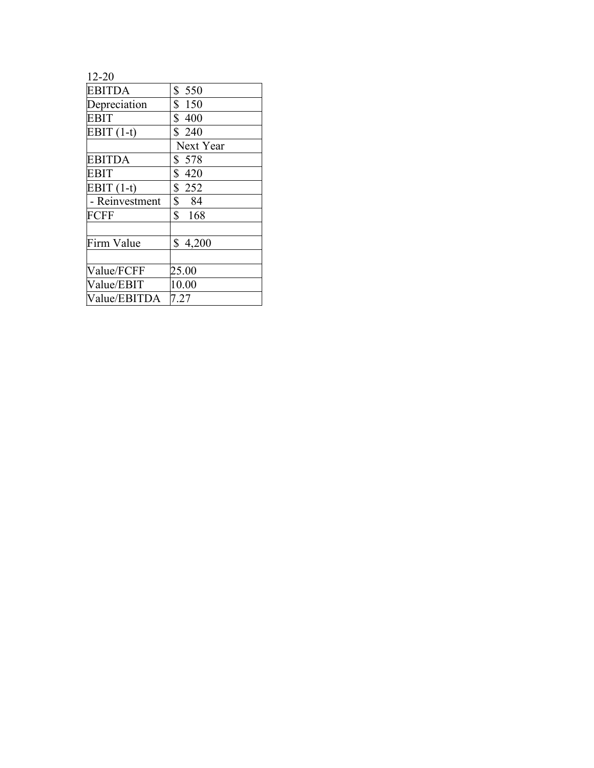12-20

| | |
|---|---|
| EBITDA | $ 550 |
| Depreciation | $ 150 |
| EBIT | $ 400 |
| EBIT (1-t) | $ 240 |
| | Next Year |
| EBITDA | $ 578 |
| EBIT | $ 420 |
| EBIT (1-t) | $ 252 |
| - Reinvestment | $ 84 |
| FCFF | $ 168 |
| | |
| Firm Value | $ 4,200 |
| | |
| Value/FCFF | 25.00 |
| Value/EBIT | 10.00 |
| Value/EBITDA | 7.27 |